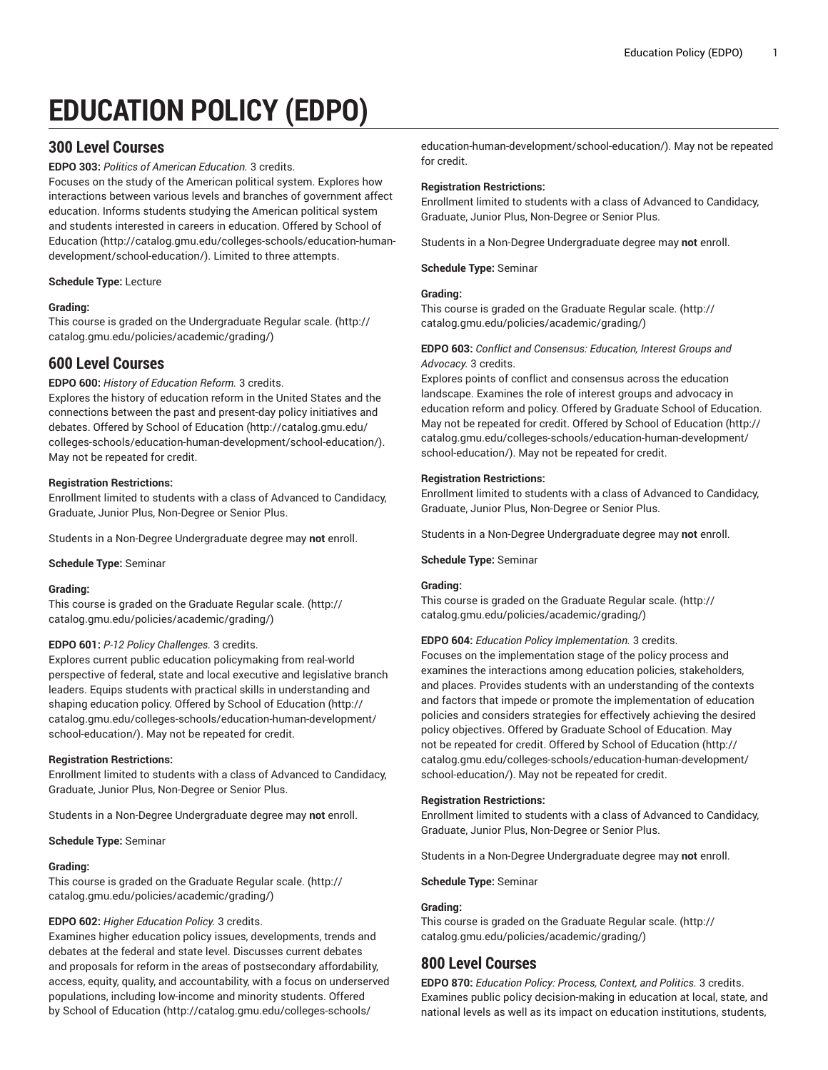# EDUCATION POLICY (EDPO)

## 300 Level Courses

**EDPO 303:** *Politics of American Education.* 3 credits.
Focuses on the study of the American political system. Explores how interactions between various levels and branches of government affect education. Informs students studying the American political system and students interested in careers in education. Offered by School of Education (http://catalog.gmu.edu/colleges-schools/education-human-development/school-education/). Limited to three attempts.

**Schedule Type:** Lecture

**Grading:**
This course is graded on the Undergraduate Regular scale. (http://catalog.gmu.edu/policies/academic/grading/)

## 600 Level Courses

**EDPO 600:** *History of Education Reform.* 3 credits.
Explores the history of education reform in the United States and the connections between the past and present-day policy initiatives and debates. Offered by School of Education (http://catalog.gmu.edu/colleges-schools/education-human-development/school-education/). May not be repeated for credit.

**Registration Restrictions:**
Enrollment limited to students with a class of Advanced to Candidacy, Graduate, Junior Plus, Non-Degree or Senior Plus.

Students in a Non-Degree Undergraduate degree may **not** enroll.

**Schedule Type:** Seminar

**Grading:**
This course is graded on the Graduate Regular scale. (http://catalog.gmu.edu/policies/academic/grading/)

**EDPO 601:** *P-12 Policy Challenges.* 3 credits.
Explores current public education policymaking from real-world perspective of federal, state and local executive and legislative branch leaders. Equips students with practical skills in understanding and shaping education policy. Offered by School of Education (http://catalog.gmu.edu/colleges-schools/education-human-development/school-education/). May not be repeated for credit.

**Registration Restrictions:**
Enrollment limited to students with a class of Advanced to Candidacy, Graduate, Junior Plus, Non-Degree or Senior Plus.

Students in a Non-Degree Undergraduate degree may **not** enroll.

**Schedule Type:** Seminar

**Grading:**
This course is graded on the Graduate Regular scale. (http://catalog.gmu.edu/policies/academic/grading/)

**EDPO 602:** *Higher Education Policy.* 3 credits.
Examines higher education policy issues, developments, trends and debates at the federal and state level. Discusses current debates and proposals for reform in the areas of postsecondary affordability, access, equity, quality, and accountability, with a focus on underserved populations, including low-income and minority students. Offered by School of Education (http://catalog.gmu.edu/colleges-schools/education-human-development/school-education/). May not be repeated for credit.

**Registration Restrictions:**
Enrollment limited to students with a class of Advanced to Candidacy, Graduate, Junior Plus, Non-Degree or Senior Plus.

Students in a Non-Degree Undergraduate degree may **not** enroll.

**Schedule Type:** Seminar

**Grading:**
This course is graded on the Graduate Regular scale. (http://catalog.gmu.edu/policies/academic/grading/)

**EDPO 603:** *Conflict and Consensus: Education, Interest Groups and Advocacy.* 3 credits.
Explores points of conflict and consensus across the education landscape. Examines the role of interest groups and advocacy in education reform and policy. Offered by Graduate School of Education. May not be repeated for credit. Offered by School of Education (http://catalog.gmu.edu/colleges-schools/education-human-development/school-education/). May not be repeated for credit.

**Registration Restrictions:**
Enrollment limited to students with a class of Advanced to Candidacy, Graduate, Junior Plus, Non-Degree or Senior Plus.

Students in a Non-Degree Undergraduate degree may **not** enroll.

**Schedule Type:** Seminar

**Grading:**
This course is graded on the Graduate Regular scale. (http://catalog.gmu.edu/policies/academic/grading/)

**EDPO 604:** *Education Policy Implementation.* 3 credits.
Focuses on the implementation stage of the policy process and examines the interactions among education policies, stakeholders, and places. Provides students with an understanding of the contexts and factors that impede or promote the implementation of education policies and considers strategies for effectively achieving the desired policy objectives. Offered by Graduate School of Education. May not be repeated for credit. Offered by School of Education (http://catalog.gmu.edu/colleges-schools/education-human-development/school-education/). May not be repeated for credit.

**Registration Restrictions:**
Enrollment limited to students with a class of Advanced to Candidacy, Graduate, Junior Plus, Non-Degree or Senior Plus.

Students in a Non-Degree Undergraduate degree may **not** enroll.

**Schedule Type:** Seminar

**Grading:**
This course is graded on the Graduate Regular scale. (http://catalog.gmu.edu/policies/academic/grading/)

## 800 Level Courses

**EDPO 870:** *Education Policy: Process, Context, and Politics.* 3 credits.
Examines public policy decision-making in education at local, state, and national levels as well as its impact on education institutions, students,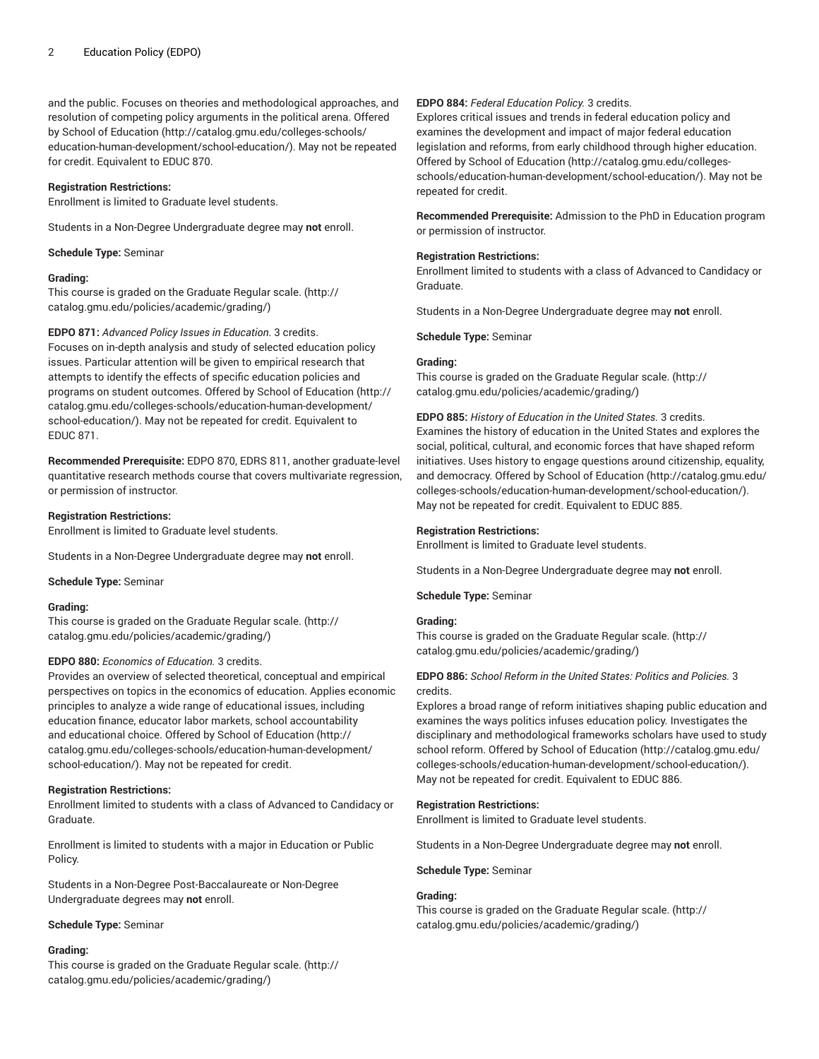and the public. Focuses on theories and methodological approaches, and resolution of competing policy arguments in the political arena. Offered by School of Education (http://catalog.gmu.edu/colleges-schools/education-human-development/school-education/). May not be repeated for credit. Equivalent to EDUC 870.

**Registration Restrictions:**
Enrollment is limited to Graduate level students.

Students in a Non-Degree Undergraduate degree may **not** enroll.

**Schedule Type:** Seminar

**Grading:**
This course is graded on the Graduate Regular scale. (http://catalog.gmu.edu/policies/academic/grading/)

**EDPO 871:** *Advanced Policy Issues in Education.* 3 credits.
Focuses on in-depth analysis and study of selected education policy issues. Particular attention will be given to empirical research that attempts to identify the effects of specific education policies and programs on student outcomes. Offered by School of Education (http://catalog.gmu.edu/colleges-schools/education-human-development/school-education/). May not be repeated for credit. Equivalent to EDUC 871.

**Recommended Prerequisite:** EDPO 870, EDRS 811, another graduate-level quantitative research methods course that covers multivariate regression, or permission of instructor.

**Registration Restrictions:**
Enrollment is limited to Graduate level students.

Students in a Non-Degree Undergraduate degree may **not** enroll.

**Schedule Type:** Seminar

**Grading:**
This course is graded on the Graduate Regular scale. (http://catalog.gmu.edu/policies/academic/grading/)

**EDPO 880:** *Economics of Education.* 3 credits.
Provides an overview of selected theoretical, conceptual and empirical perspectives on topics in the economics of education. Applies economic principles to analyze a wide range of educational issues, including education finance, educator labor markets, school accountability and educational choice. Offered by School of Education (http://catalog.gmu.edu/colleges-schools/education-human-development/school-education/). May not be repeated for credit.

**Registration Restrictions:**
Enrollment limited to students with a class of Advanced to Candidacy or Graduate.

Enrollment is limited to students with a major in Education or Public Policy.

Students in a Non-Degree Post-Baccalaureate or Non-Degree Undergraduate degrees may **not** enroll.

**Schedule Type:** Seminar

**Grading:**
This course is graded on the Graduate Regular scale. (http://catalog.gmu.edu/policies/academic/grading/)

**EDPO 884:** *Federal Education Policy.* 3 credits.
Explores critical issues and trends in federal education policy and examines the development and impact of major federal education legislation and reforms, from early childhood through higher education. Offered by School of Education (http://catalog.gmu.edu/colleges-schools/education-human-development/school-education/). May not be repeated for credit.

**Recommended Prerequisite:** Admission to the PhD in Education program or permission of instructor.

**Registration Restrictions:**
Enrollment limited to students with a class of Advanced to Candidacy or Graduate.

Students in a Non-Degree Undergraduate degree may **not** enroll.

**Schedule Type:** Seminar

**Grading:**
This course is graded on the Graduate Regular scale. (http://catalog.gmu.edu/policies/academic/grading/)

**EDPO 885:** *History of Education in the United States.* 3 credits.
Examines the history of education in the United States and explores the social, political, cultural, and economic forces that have shaped reform initiatives. Uses history to engage questions around citizenship, equality, and democracy. Offered by School of Education (http://catalog.gmu.edu/colleges-schools/education-human-development/school-education/). May not be repeated for credit. Equivalent to EDUC 885.

**Registration Restrictions:**
Enrollment is limited to Graduate level students.

Students in a Non-Degree Undergraduate degree may **not** enroll.

**Schedule Type:** Seminar

**Grading:**
This course is graded on the Graduate Regular scale. (http://catalog.gmu.edu/policies/academic/grading/)

**EDPO 886:** *School Reform in the United States: Politics and Policies.* 3 credits.
Explores a broad range of reform initiatives shaping public education and examines the ways politics infuses education policy. Investigates the disciplinary and methodological frameworks scholars have used to study school reform. Offered by School of Education (http://catalog.gmu.edu/colleges-schools/education-human-development/school-education/). May not be repeated for credit. Equivalent to EDUC 886.

**Registration Restrictions:**
Enrollment is limited to Graduate level students.

Students in a Non-Degree Undergraduate degree may **not** enroll.

**Schedule Type:** Seminar

**Grading:**
This course is graded on the Graduate Regular scale. (http://catalog.gmu.edu/policies/academic/grading/)